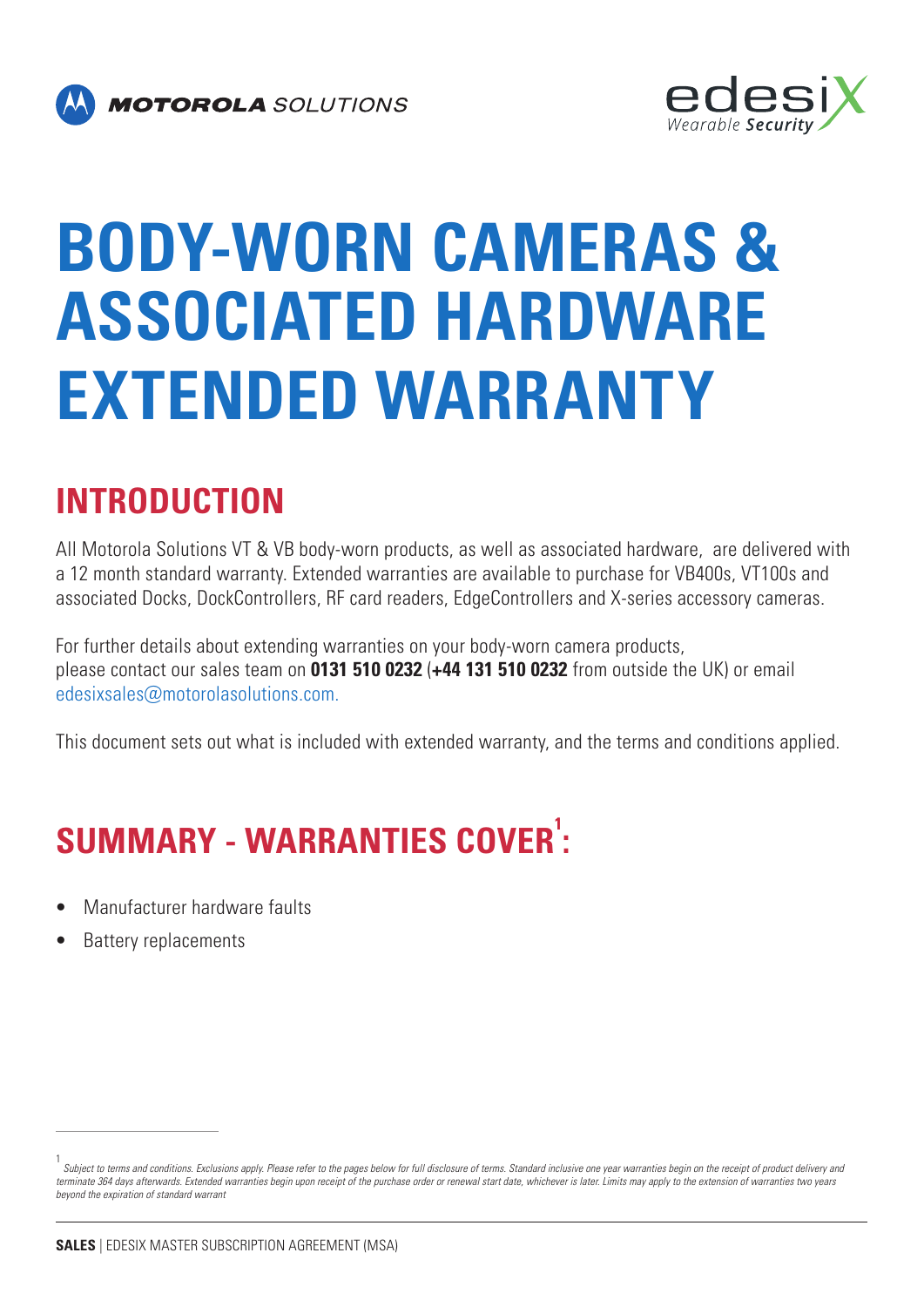# BODY-WORN CAMERAS & ASSOCIATED HARDWARE EXTENDED WARRANTY

## INTRODUCTION

All Motorola Solutions VT & VB body-worn products, as well as associated hardware, are delivered with a 12 month standard warranty. Extended warranties are available to purchase for VB400s, VT100s and associated Docks, DockControllers, RF card readers, EdgeControllers and X-series accessory cameras.

For further details about extending warranties on your body-worn camera products, please contact our sales team on **0131 510 0232** (**+44 131 510 0232** from outside the UK) or email edesixsales@motorolasolutions.com.

This document sets out what is included with extended warranty, and the terms and conditions applied.

## SUMMARY - WARRANTIES COVER[1]:

- Manufacturer hardware faults
- Battery replacements

---

[1] *Subject to terms and conditions. Exclusions apply. Please refer to the pages below for full disclosure of terms. Standard inclusive one year warranties begin on the receipt of product delivery and terminate 364 days afterwards. Extended warranties begin upon receipt of the purchase order or renewal start date, whichever is later. Limits may apply to the extension of warranties two years beyond the expiration of standard warrant*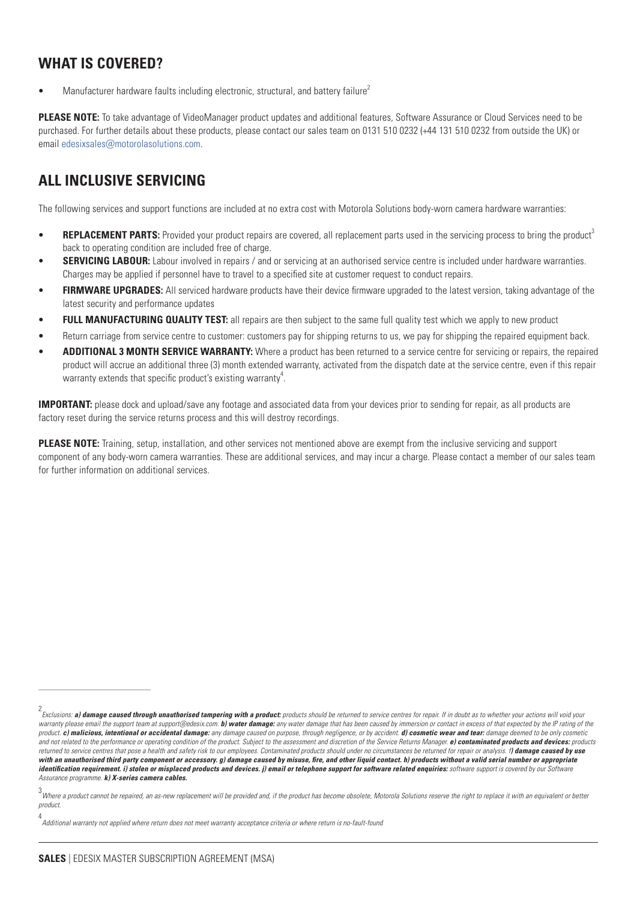## WHAT IS COVERED?

- Manufacturer hardware faults including electronic, structural, and battery failure[2]

**PLEASE NOTE:** To take advantage of VideoManager product updates and additional features, Software Assurance or Cloud Services need to be purchased. For further details about these products, please contact our sales team on 0131 510 0232 (+44 131 510 0232 from outside the UK) or email edesixsales@motorolasolutions.com.

## ALL INCLUSIVE SERVICING

The following services and support functions are included at no extra cost with Motorola Solutions body-worn camera hardware warranties:

- **REPLACEMENT PARTS:** Provided your product repairs are covered, all replacement parts used in the servicing process to bring the product[3] back to operating condition are included free of charge.
- **SERVICING LABOUR:** Labour involved in repairs / and or servicing at an authorised service centre is included under hardware warranties. Charges may be applied if personnel have to travel to a specified site at customer request to conduct repairs.
- **FIRMWARE UPGRADES:** All serviced hardware products have their device firmware upgraded to the latest version, taking advantage of the latest security and performance updates
- **FULL MANUFACTURING QUALITY TEST:** all repairs are then subject to the same full quality test which we apply to new product
- Return carriage from service centre to customer: customers pay for shipping returns to us, we pay for shipping the repaired equipment back.
- **ADDITIONAL 3 MONTH SERVICE WARRANTY:** Where a product has been returned to a service centre for servicing or repairs, the repaired product will accrue an additional three (3) month extended warranty, activated from the dispatch date at the service centre, even if this repair warranty extends that specific product's existing warranty[4].

**IMPORTANT:** please dock and upload/save any footage and associated data from your devices prior to sending for repair, as all products are factory reset during the service returns process and this will destroy recordings.

**PLEASE NOTE:** Training, setup, installation, and other services not mentioned above are exempt from the inclusive servicing and support component of any body-worn camera warranties. These are additional services, and may incur a charge. Please contact a member of our sales team for further information on additional services.

---

[2] *Exclusions: **a) damage caused through unauthorised tampering with a product:** products should be returned to service centres for repair. If in doubt as to whether your actions will void your warranty please email the support team at support@edesix.com. **b) water damage:** any water damage that has been caused by immersion or contact in excess of that expected by the IP rating of the product. **c) malicious, intentional or accidental damage:** any damage caused on purpose, through negligence, or by accident. **d) cosmetic wear and tear:** damage deemed to be only cosmetic and not related to the performance or operating condition of the product. Subject to the assessment and discretion of the Service Returns Manager. **e) contaminated products and devices:** products returned to service centres that pose a health and safety risk to our employees. Contaminated products should under no circumstances be returned for repair or analysis. **f) damage caused by use with an unauthorised third party component or accessory. g) damage caused by misuse, fire, and other liquid contact. h) products without a valid serial number or appropriate identification requirement. i) stolen or misplaced products and devices. j) email or telephone support for software related enquiries:** software support is covered by our Software Assurance programme. **k) X-series camera cables.***

[3] *Where a product cannot be repaired, an as-new replacement will be provided and, if the product has become obsolete, Motorola Solutions reserve the right to replace it with an equivalent or better product.*

[4] *Additional warranty not applied where return does not meet warranty acceptance criteria or where return is no-fault-found*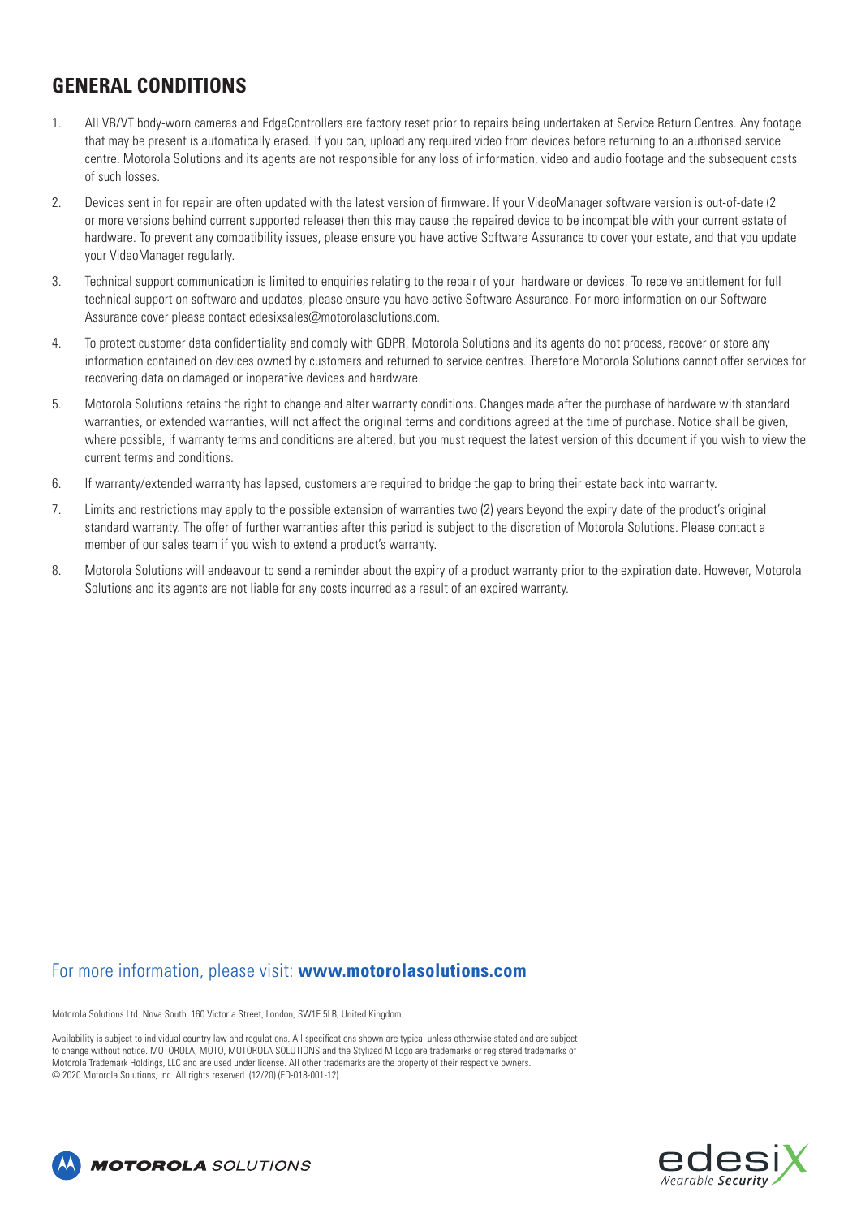## GENERAL CONDITIONS

1. All VB/VT body-worn cameras and EdgeControllers are factory reset prior to repairs being undertaken at Service Return Centres. Any footage that may be present is automatically erased. If you can, upload any required video from devices before returning to an authorised service centre. Motorola Solutions and its agents are not responsible for any loss of information, video and audio footage and the subsequent costs of such losses.
2. Devices sent in for repair are often updated with the latest version of firmware. If your VideoManager software version is out-of-date (2 or more versions behind current supported release) then this may cause the repaired device to be incompatible with your current estate of hardware. To prevent any compatibility issues, please ensure you have active Software Assurance to cover your estate, and that you update your VideoManager regularly.
3. Technical support communication is limited to enquiries relating to the repair of your hardware or devices. To receive entitlement for full technical support on software and updates, please ensure you have active Software Assurance. For more information on our Software Assurance cover please contact edesixsales@motorolasolutions.com.
4. To protect customer data confidentiality and comply with GDPR, Motorola Solutions and its agents do not process, recover or store any information contained on devices owned by customers and returned to service centres. Therefore Motorola Solutions cannot offer services for recovering data on damaged or inoperative devices and hardware.
5. Motorola Solutions retains the right to change and alter warranty conditions. Changes made after the purchase of hardware with standard warranties, or extended warranties, will not affect the original terms and conditions agreed at the time of purchase. Notice shall be given, where possible, if warranty terms and conditions are altered, but you must request the latest version of this document if you wish to view the current terms and conditions.
6. If warranty/extended warranty has lapsed, customers are required to bridge the gap to bring their estate back into warranty.
7. Limits and restrictions may apply to the possible extension of warranties two (2) years beyond the expiry date of the product's original standard warranty. The offer of further warranties after this period is subject to the discretion of Motorola Solutions. Please contact a member of our sales team if you wish to extend a product's warranty.
8. Motorola Solutions will endeavour to send a reminder about the expiry of a product warranty prior to the expiration date. However, Motorola Solutions and its agents are not liable for any costs incurred as a result of an expired warranty.

For more information, please visit: **www.motorolasolutions.com**

Motorola Solutions Ltd. Nova South, 160 Victoria Street, London, SW1E 5LB, United Kingdom

Availability is subject to individual country law and regulations. All specifications shown are typical unless otherwise stated and are subject to change without notice. MOTOROLA, MOTO, MOTOROLA SOLUTIONS and the Stylized M Logo are trademarks or registered trademarks of Motorola Trademark Holdings, LLC and are used under license. All other trademarks are the property of their respective owners. © 2020 Motorola Solutions, Inc. All rights reserved. (12/20) (ED-018-001-12)

MOTOROLA SOLUTIONS

edesix Wearable Security